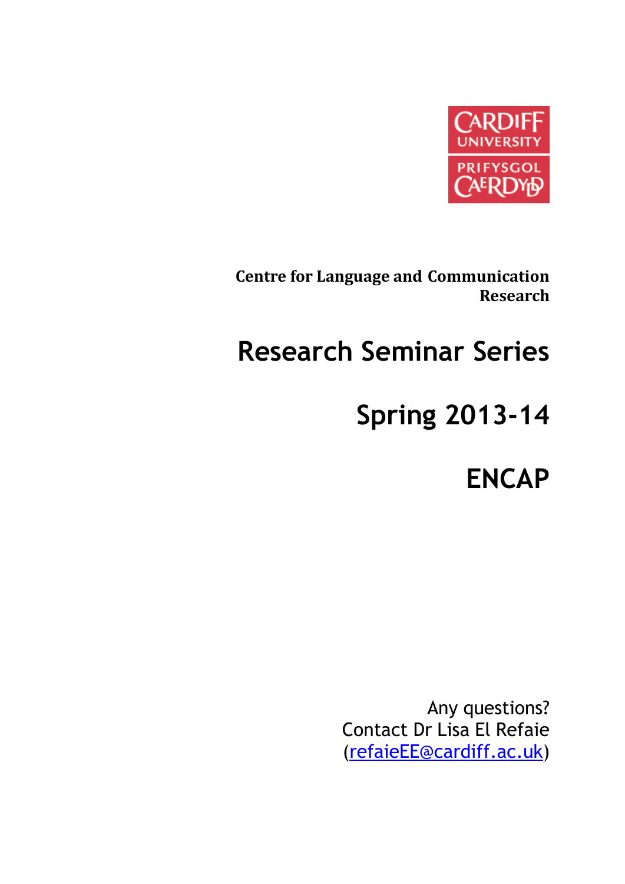**Centre for Language and Communication Research**

# Research Seminar Series

# Spring 2013-14

# ENCAP

Any questions?
Contact Dr Lisa El Refaie
(refaieEE@cardiff.ac.uk)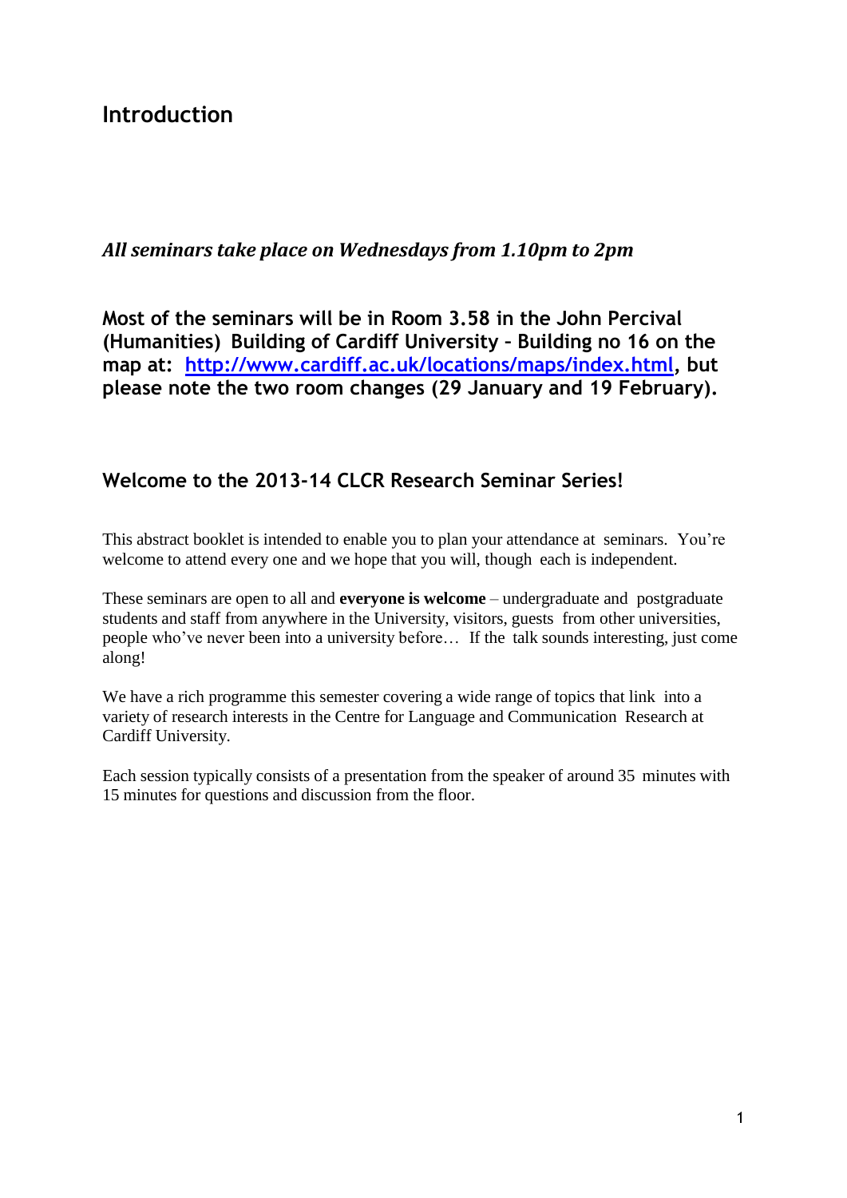# Introduction

***All seminars take place on Wednesdays from 1.10pm to 2pm***

**Most of the seminars will be in Room 3.58 in the John Percival (Humanities) Building of Cardiff University – Building no 16 on the map at: [http://www.cardiff.ac.uk/locations/maps/index.html](http://www.cardiff.ac.uk/locations/maps/index.html), but please note the two room changes (29 January and 19 February).**

## Welcome to the 2013-14 CLCR Research Seminar Series!

This abstract booklet is intended to enable you to plan your attendance at seminars. You're welcome to attend every one and we hope that you will, though each is independent.

These seminars are open to all and **everyone is welcome** – undergraduate and postgraduate students and staff from anywhere in the University, visitors, guests from other universities, people who've never been into a university before… If the talk sounds interesting, just come along!

We have a rich programme this semester covering a wide range of topics that link into a variety of research interests in the Centre for Language and Communication Research at Cardiff University.

Each session typically consists of a presentation from the speaker of around 35 minutes with 15 minutes for questions and discussion from the floor.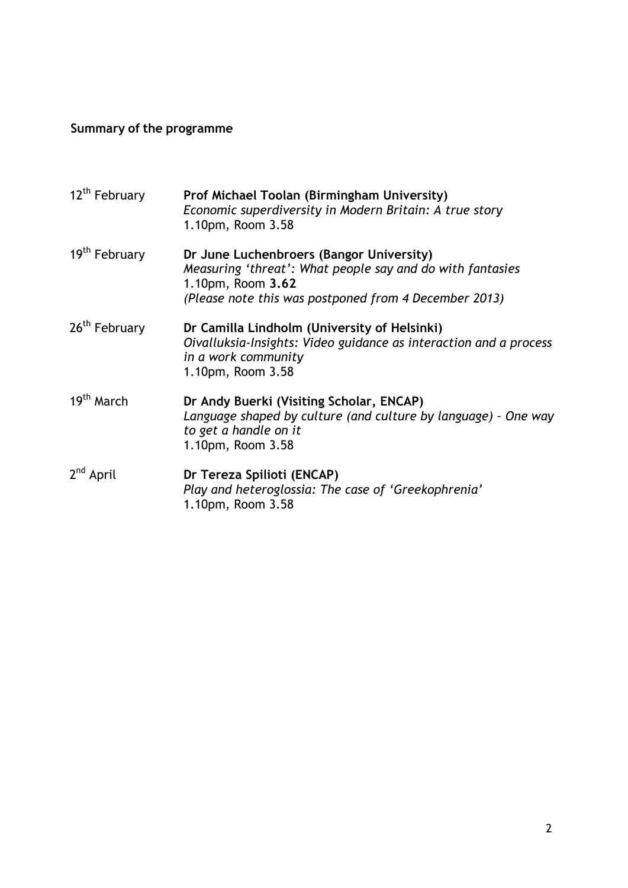## Summary of the programme

| | |
|---|---|
| 12th February | **Prof Michael Toolan (Birmingham University)**<br>*Economic superdiversity in Modern Britain: A true story*<br>1.10pm, Room 3.58 |
| 19th February | **Dr June Luchenbroers (Bangor University)**<br>*Measuring 'threat': What people say and do with fantasies*<br>1.10pm, Room **3.62**<br>*(Please note this was postponed from 4 December 2013)* |
| 26th February | **Dr Camilla Lindholm (University of Helsinki)**<br>*Oivalluksia-Insights: Video guidance as interaction and a process in a work community*<br>1.10pm, Room 3.58 |
| 19th March | **Dr Andy Buerki (Visiting Scholar, ENCAP)**<br>*Language shaped by culture (and culture by language) – One way to get a handle on it*<br>1.10pm, Room 3.58 |
| 2nd April | **Dr Tereza Spilioti (ENCAP)**<br>*Play and heteroglossia: The case of 'Greekophrenia'*<br>1.10pm, Room 3.58 |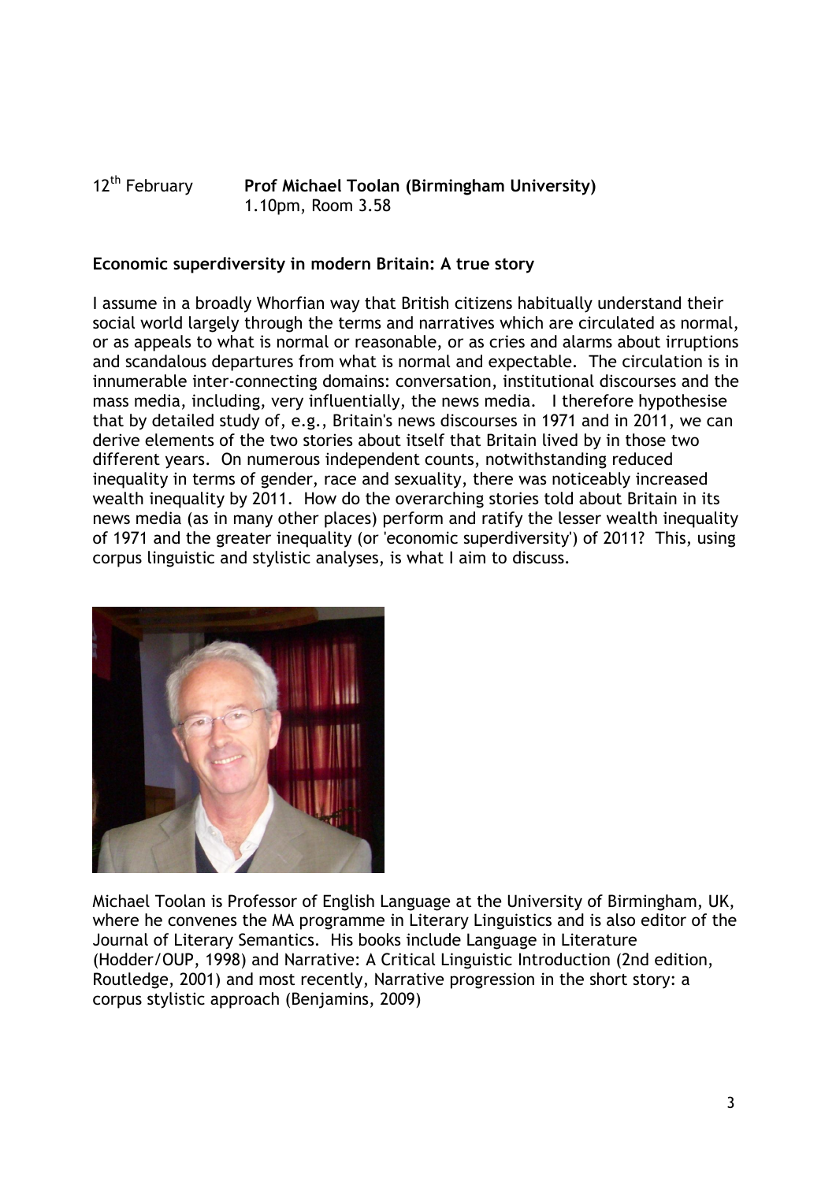12th February **Prof Michael Toolan (Birmingham University)**
1.10pm, Room 3.58

**Economic superdiversity in modern Britain: A true story**

I assume in a broadly Whorfian way that British citizens habitually understand their social world largely through the terms and narratives which are circulated as normal, or as appeals to what is normal or reasonable, or as cries and alarms about irruptions and scandalous departures from what is normal and expectable. The circulation is in innumerable inter-connecting domains: conversation, institutional discourses and the mass media, including, very influentially, the news media. I therefore hypothesise that by detailed study of, e.g., Britain's news discourses in 1971 and in 2011, we can derive elements of the two stories about itself that Britain lived by in those two different years. On numerous independent counts, notwithstanding reduced inequality in terms of gender, race and sexuality, there was noticeably increased wealth inequality by 2011. How do the overarching stories told about Britain in its news media (as in many other places) perform and ratify the lesser wealth inequality of 1971 and the greater inequality (or 'economic superdiversity') of 2011? This, using corpus linguistic and stylistic analyses, is what I aim to discuss.

Michael Toolan is Professor of English Language at the University of Birmingham, UK, where he convenes the MA programme in Literary Linguistics and is also editor of the Journal of Literary Semantics. His books include Language in Literature (Hodder/OUP, 1998) and Narrative: A Critical Linguistic Introduction (2nd edition, Routledge, 2001) and most recently, Narrative progression in the short story: a corpus stylistic approach (Benjamins, 2009)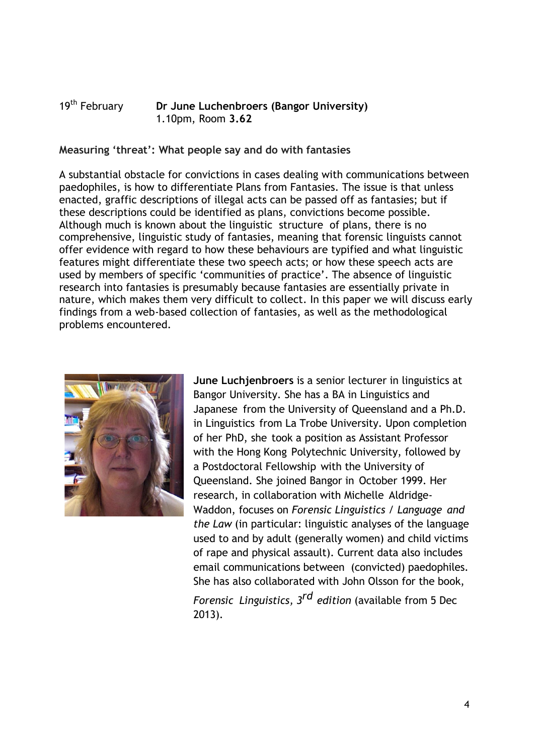19th February **Dr June Luchenbroers (Bangor University)**
1.10pm, Room **3.62**

**Measuring 'threat': What people say and do with fantasies**

A substantial obstacle for convictions in cases dealing with communications between paedophiles, is how to differentiate Plans from Fantasies. The issue is that unless enacted, graffic descriptions of illegal acts can be passed off as fantasies; but if these descriptions could be identified as plans, convictions become possible. Although much is known about the linguistic structure of plans, there is no comprehensive, linguistic study of fantasies, meaning that forensic linguists cannot offer evidence with regard to how these behaviours are typified and what linguistic features might differentiate these two speech acts; or how these speech acts are used by members of specific 'communities of practice'. The absence of linguistic research into fantasies is presumably because fantasies are essentially private in nature, which makes them very difficult to collect. In this paper we will discuss early findings from a web-based collection of fantasies, as well as the methodological problems encountered.

**June Luchjenbroers** is a senior lecturer in linguistics at Bangor University. She has a BA in Linguistics and Japanese from the University of Queensland and a Ph.D. in Linguistics from La Trobe University. Upon completion of her PhD, she took a position as Assistant Professor with the Hong Kong Polytechnic University, followed by a Postdoctoral Fellowship with the University of Queensland. She joined Bangor in October 1999. Her research, in collaboration with Michelle Aldridge-Waddon, focuses on *Forensic Linguistics / Language and the Law* (in particular: linguistic analyses of the language used to and by adult (generally women) and child victims of rape and physical assault). Current data also includes email communications between (convicted) paedophiles. She has also collaborated with John Olsson for the book, *Forensic Linguistics, 3rd edition* (available from 5 Dec 2013).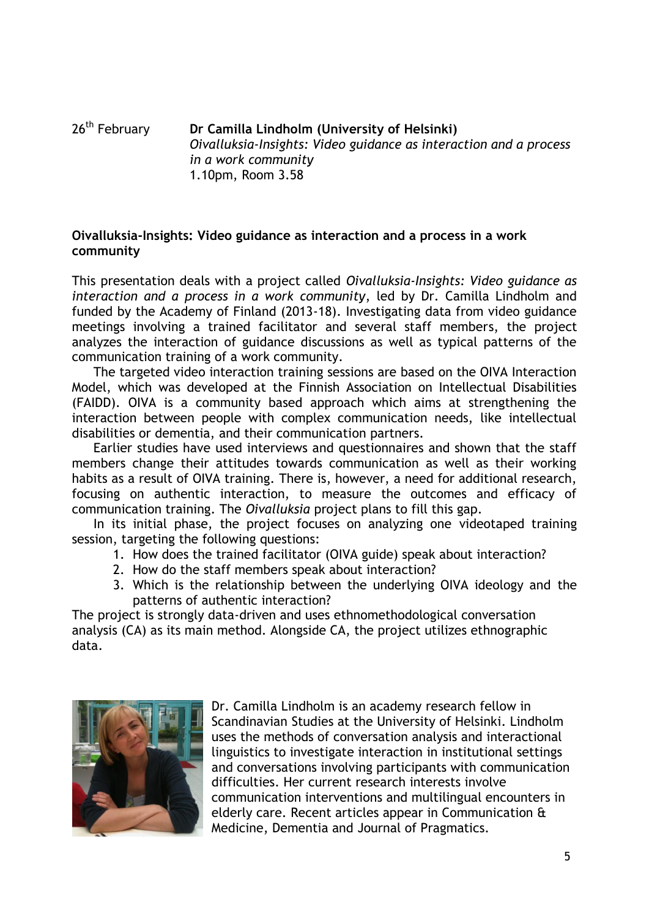26th February **Dr Camilla Lindholm (University of Helsinki)**
*Oivalluksia-Insights: Video guidance as interaction and a process in a work community*
1.10pm, Room 3.58

**Oivalluksia-Insights: Video guidance as interaction and a process in a work community**

This presentation deals with a project called *Oivalluksia-Insights: Video guidance as interaction and a process in a work community*, led by Dr. Camilla Lindholm and funded by the Academy of Finland (2013-18). Investigating data from video guidance meetings involving a trained facilitator and several staff members, the project analyzes the interaction of guidance discussions as well as typical patterns of the communication training of a work community.

The targeted video interaction training sessions are based on the OIVA Interaction Model, which was developed at the Finnish Association on Intellectual Disabilities (FAIDD). OIVA is a community based approach which aims at strengthening the interaction between people with complex communication needs, like intellectual disabilities or dementia, and their communication partners.

Earlier studies have used interviews and questionnaires and shown that the staff members change their attitudes towards communication as well as their working habits as a result of OIVA training. There is, however, a need for additional research, focusing on authentic interaction, to measure the outcomes and efficacy of communication training. The *Oivalluksia* project plans to fill this gap.

In its initial phase, the project focuses on analyzing one videotaped training session, targeting the following questions:

1. How does the trained facilitator (OIVA guide) speak about interaction?
2. How do the staff members speak about interaction?
3. Which is the relationship between the underlying OIVA ideology and the patterns of authentic interaction?

The project is strongly data-driven and uses ethnomethodological conversation analysis (CA) as its main method. Alongside CA, the project utilizes ethnographic data.

Dr. Camilla Lindholm is an academy research fellow in Scandinavian Studies at the University of Helsinki. Lindholm uses the methods of conversation analysis and interactional linguistics to investigate interaction in institutional settings and conversations involving participants with communication difficulties. Her current research interests involve communication interventions and multilingual encounters in elderly care. Recent articles appear in Communication & Medicine, Dementia and Journal of Pragmatics.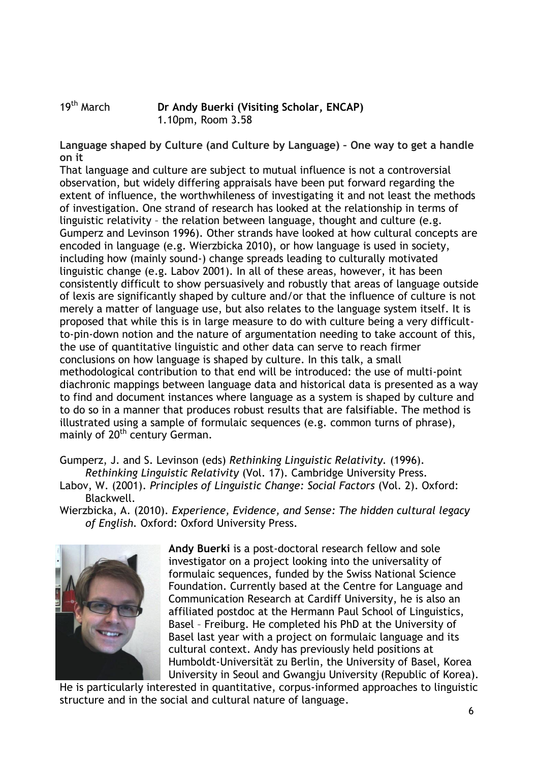19th March **Dr Andy Buerki (Visiting Scholar, ENCAP)**
1.10pm, Room 3.58

**Language shaped by Culture (and Culture by Language) – One way to get a handle on it**

That language and culture are subject to mutual influence is not a controversial observation, but widely differing appraisals have been put forward regarding the extent of influence, the worthwhileness of investigating it and not least the methods of investigation. One strand of research has looked at the relationship in terms of linguistic relativity – the relation between language, thought and culture (e.g. Gumperz and Levinson 1996). Other strands have looked at how cultural concepts are encoded in language (e.g. Wierzbicka 2010), or how language is used in society, including how (mainly sound-) change spreads leading to culturally motivated linguistic change (e.g. Labov 2001). In all of these areas, however, it has been consistently difficult to show persuasively and robustly that areas of language outside of lexis are significantly shaped by culture and/or that the influence of culture is not merely a matter of language use, but also relates to the language system itself. It is proposed that while this is in large measure to do with culture being a very difficult-to-pin-down notion and the nature of argumentation needing to take account of this, the use of quantitative linguistic and other data can serve to reach firmer conclusions on how language is shaped by culture. In this talk, a small methodological contribution to that end will be introduced: the use of multi-point diachronic mappings between language data and historical data is presented as a way to find and document instances where language as a system is shaped by culture and to do so in a manner that produces robust results that are falsifiable. The method is illustrated using a sample of formulaic sequences (e.g. common turns of phrase), mainly of 20th century German.

Gumperz, J. and S. Levinson (eds) *Rethinking Linguistic Relativity.* (1996). *Rethinking Linguistic Relativity* (Vol. 17). Cambridge University Press.

Labov, W. (2001). *Principles of Linguistic Change: Social Factors* (Vol. 2). Oxford: Blackwell.

Wierzbicka, A. (2010). *Experience, Evidence, and Sense: The hidden cultural legacy of English.* Oxford: Oxford University Press.

**Andy Buerki** is a post-doctoral research fellow and sole investigator on a project looking into the universality of formulaic sequences, funded by the Swiss National Science Foundation. Currently based at the Centre for Language and Communication Research at Cardiff University, he is also an affiliated postdoc at the Hermann Paul School of Linguistics, Basel – Freiburg. He completed his PhD at the University of Basel last year with a project on formulaic language and its cultural context. Andy has previously held positions at Humboldt-Universität zu Berlin, the University of Basel, Korea University in Seoul and Gwangju University (Republic of Korea). He is particularly interested in quantitative, corpus-informed approaches to linguistic structure and in the social and cultural nature of language.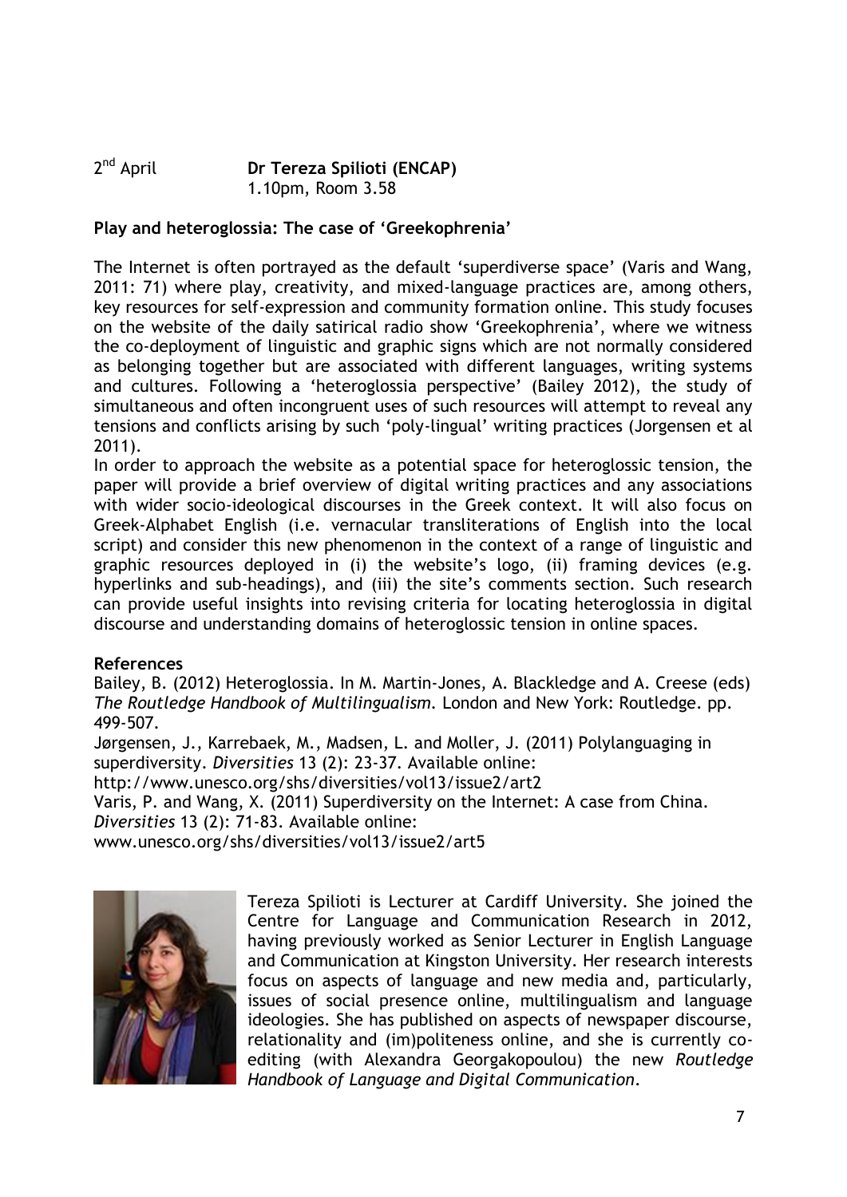2nd April **Dr Tereza Spilioti (ENCAP)**
1.10pm, Room 3.58

**Play and heteroglossia: The case of 'Greekophrenia'**

The Internet is often portrayed as the default 'superdiverse space' (Varis and Wang, 2011: 71) where play, creativity, and mixed-language practices are, among others, key resources for self-expression and community formation online. This study focuses on the website of the daily satirical radio show 'Greekophrenia', where we witness the co-deployment of linguistic and graphic signs which are not normally considered as belonging together but are associated with different languages, writing systems and cultures. Following a 'heteroglossia perspective' (Bailey 2012), the study of simultaneous and often incongruent uses of such resources will attempt to reveal any tensions and conflicts arising by such 'poly-lingual' writing practices (Jorgensen et al 2011).

In order to approach the website as a potential space for heteroglossic tension, the paper will provide a brief overview of digital writing practices and any associations with wider socio-ideological discourses in the Greek context. It will also focus on Greek-Alphabet English (i.e. vernacular transliterations of English into the local script) and consider this new phenomenon in the context of a range of linguistic and graphic resources deployed in (i) the website's logo, (ii) framing devices (e.g. hyperlinks and sub-headings), and (iii) the site's comments section. Such research can provide useful insights into revising criteria for locating heteroglossia in digital discourse and understanding domains of heteroglossic tension in online spaces.

**References**

Bailey, B. (2012) Heteroglossia. In M. Martin-Jones, A. Blackledge and A. Creese (eds) *The Routledge Handbook of Multilingualism*. London and New York: Routledge. pp. 499-507.

Jørgensen, J., Karrebaek, M., Madsen, L. and Moller, J. (2011) Polylanguaging in superdiversity. *Diversities* 13 (2): 23-37. Available online: http://www.unesco.org/shs/diversities/vol13/issue2/art2

Varis, P. and Wang, X. (2011) Superdiversity on the Internet: A case from China. *Diversities* 13 (2): 71-83. Available online: www.unesco.org/shs/diversities/vol13/issue2/art5

Tereza Spilioti is Lecturer at Cardiff University. She joined the Centre for Language and Communication Research in 2012, having previously worked as Senior Lecturer in English Language and Communication at Kingston University. Her research interests focus on aspects of language and new media and, particularly, issues of social presence online, multilingualism and language ideologies. She has published on aspects of newspaper discourse, relationality and (im)politeness online, and she is currently co-editing (with Alexandra Georgakopoulou) the new *Routledge Handbook of Language and Digital Communication*.